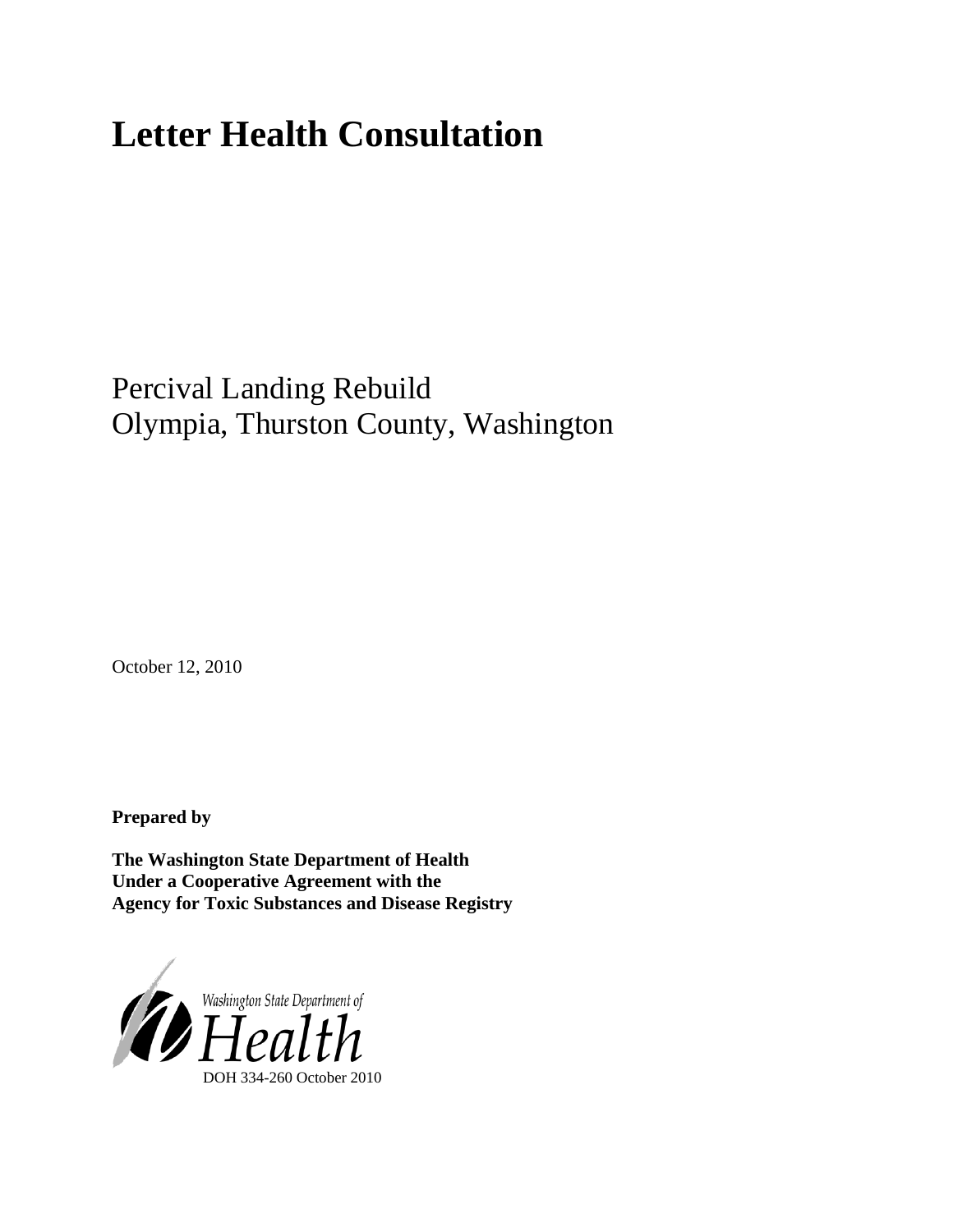# Letter Health Consultation

Percival Landing Rebuild
Olympia, Thurston County, Washington

October 12, 2010

**Prepared by**

**The Washington State Department of Health**
**Under a Cooperative Agreement with the**
**Agency for Toxic Substances and Disease Registry**

Washington State Department of Health

DOH 334-260 October 2010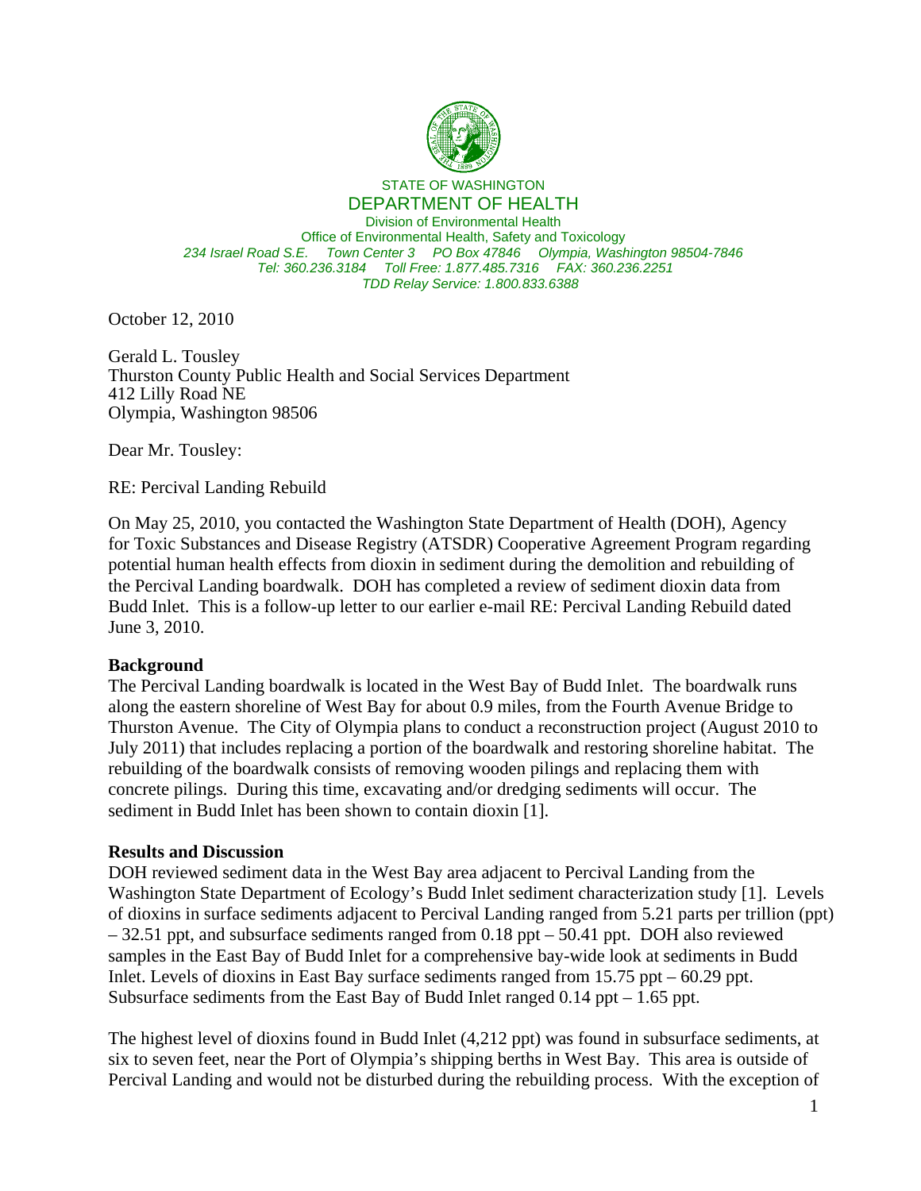STATE OF WASHINGTON

DEPARTMENT OF HEALTH

Division of Environmental Health

Office of Environmental Health, Safety and Toxicology

*234 Israel Road S.E. Town Center 3 PO Box 47846 Olympia, Washington 98504-7846*

*Tel: 360.236.3184 Toll Free: 1.877.485.7316 FAX: 360.236.2251*

*TDD Relay Service: 1.800.833.6388*

October 12, 2010

Gerald L. Tousley
Thurston County Public Health and Social Services Department
412 Lilly Road NE
Olympia, Washington 98506

Dear Mr. Tousley:

RE: Percival Landing Rebuild

On May 25, 2010, you contacted the Washington State Department of Health (DOH), Agency for Toxic Substances and Disease Registry (ATSDR) Cooperative Agreement Program regarding potential human health effects from dioxin in sediment during the demolition and rebuilding of the Percival Landing boardwalk. DOH has completed a review of sediment dioxin data from Budd Inlet. This is a follow-up letter to our earlier e-mail RE: Percival Landing Rebuild dated June 3, 2010.

**Background**

The Percival Landing boardwalk is located in the West Bay of Budd Inlet. The boardwalk runs along the eastern shoreline of West Bay for about 0.9 miles, from the Fourth Avenue Bridge to Thurston Avenue. The City of Olympia plans to conduct a reconstruction project (August 2010 to July 2011) that includes replacing a portion of the boardwalk and restoring shoreline habitat. The rebuilding of the boardwalk consists of removing wooden pilings and replacing them with concrete pilings. During this time, excavating and/or dredging sediments will occur. The sediment in Budd Inlet has been shown to contain dioxin [1].

**Results and Discussion**

DOH reviewed sediment data in the West Bay area adjacent to Percival Landing from the Washington State Department of Ecology's Budd Inlet sediment characterization study [1]. Levels of dioxins in surface sediments adjacent to Percival Landing ranged from 5.21 parts per trillion (ppt) – 32.51 ppt, and subsurface sediments ranged from 0.18 ppt – 50.41 ppt. DOH also reviewed samples in the East Bay of Budd Inlet for a comprehensive bay-wide look at sediments in Budd Inlet. Levels of dioxins in East Bay surface sediments ranged from 15.75 ppt – 60.29 ppt. Subsurface sediments from the East Bay of Budd Inlet ranged 0.14 ppt – 1.65 ppt.

The highest level of dioxins found in Budd Inlet (4,212 ppt) was found in subsurface sediments, at six to seven feet, near the Port of Olympia's shipping berths in West Bay. This area is outside of Percival Landing and would not be disturbed during the rebuilding process. With the exception of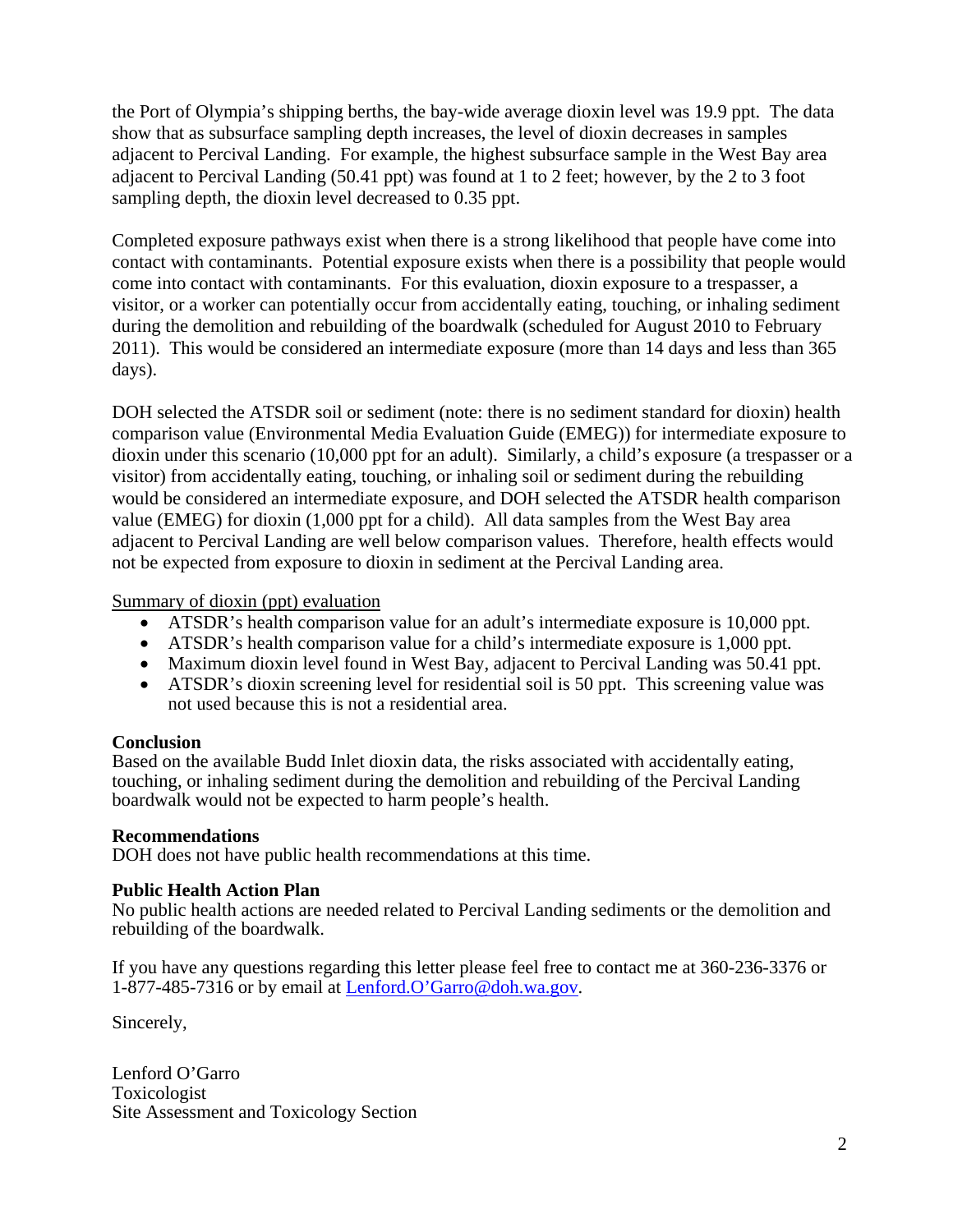the Port of Olympia's shipping berths, the bay-wide average dioxin level was 19.9 ppt. The data show that as subsurface sampling depth increases, the level of dioxin decreases in samples adjacent to Percival Landing. For example, the highest subsurface sample in the West Bay area adjacent to Percival Landing (50.41 ppt) was found at 1 to 2 feet; however, by the 2 to 3 foot sampling depth, the dioxin level decreased to 0.35 ppt.

Completed exposure pathways exist when there is a strong likelihood that people have come into contact with contaminants. Potential exposure exists when there is a possibility that people would come into contact with contaminants. For this evaluation, dioxin exposure to a trespasser, a visitor, or a worker can potentially occur from accidentally eating, touching, or inhaling sediment during the demolition and rebuilding of the boardwalk (scheduled for August 2010 to February 2011). This would be considered an intermediate exposure (more than 14 days and less than 365 days).

DOH selected the ATSDR soil or sediment (note: there is no sediment standard for dioxin) health comparison value (Environmental Media Evaluation Guide (EMEG)) for intermediate exposure to dioxin under this scenario (10,000 ppt for an adult). Similarly, a child's exposure (a trespasser or a visitor) from accidentally eating, touching, or inhaling soil or sediment during the rebuilding would be considered an intermediate exposure, and DOH selected the ATSDR health comparison value (EMEG) for dioxin (1,000 ppt for a child). All data samples from the West Bay area adjacent to Percival Landing are well below comparison values. Therefore, health effects would not be expected from exposure to dioxin in sediment at the Percival Landing area.

Summary of dioxin (ppt) evaluation

- ATSDR's health comparison value for an adult's intermediate exposure is 10,000 ppt.
- ATSDR's health comparison value for a child's intermediate exposure is 1,000 ppt.
- Maximum dioxin level found in West Bay, adjacent to Percival Landing was 50.41 ppt.
- ATSDR's dioxin screening level for residential soil is 50 ppt. This screening value was not used because this is not a residential area.

**Conclusion**

Based on the available Budd Inlet dioxin data, the risks associated with accidentally eating, touching, or inhaling sediment during the demolition and rebuilding of the Percival Landing boardwalk would not be expected to harm people's health.

**Recommendations**

DOH does not have public health recommendations at this time.

**Public Health Action Plan**

No public health actions are needed related to Percival Landing sediments or the demolition and rebuilding of the boardwalk.

If you have any questions regarding this letter please feel free to contact me at 360-236-3376 or 1-877-485-7316 or by email at Lenford.O'Garro@doh.wa.gov.

Sincerely,

Lenford O'Garro
Toxicologist
Site Assessment and Toxicology Section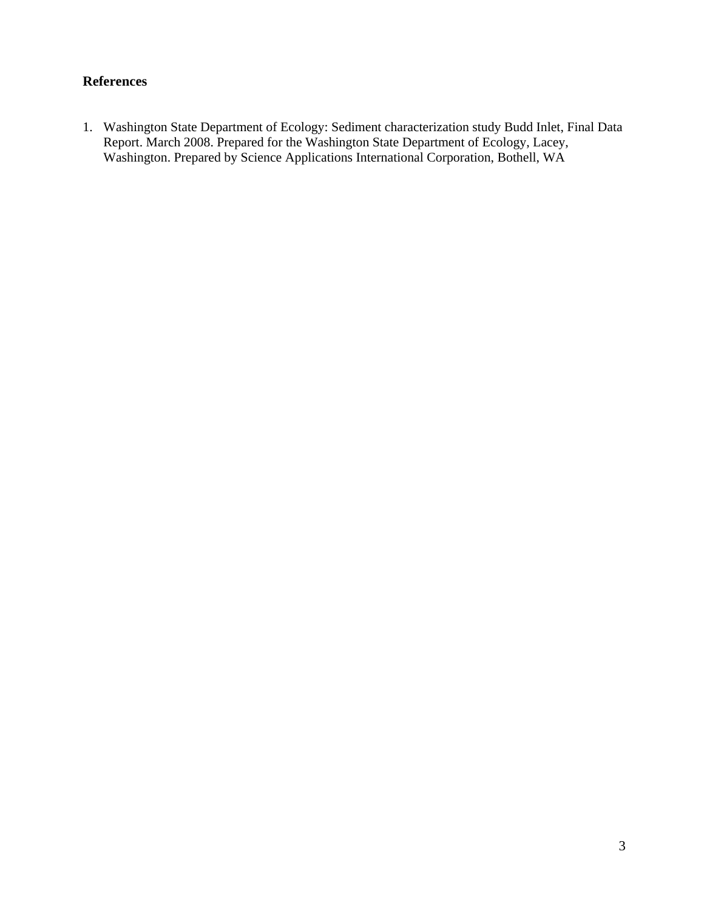## References

1. Washington State Department of Ecology: Sediment characterization study Budd Inlet, Final Data Report. March 2008. Prepared for the Washington State Department of Ecology, Lacey, Washington. Prepared by Science Applications International Corporation, Bothell, WA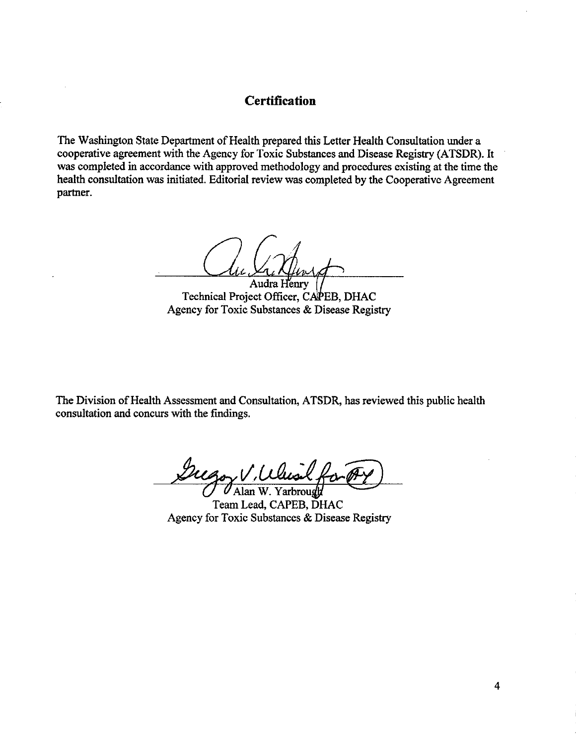## Certification

The Washington State Department of Health prepared this Letter Health Consultation under a cooperative agreement with the Agency for Toxic Substances and Disease Registry (ATSDR). It was completed in accordance with approved methodology and procedures existing at the time the health consultation was initiated. Editorial review was completed by the Cooperative Agreement partner.

Audra Henry
Technical Project Officer, CAPEB, DHAC
Agency for Toxic Substances & Disease Registry

The Division of Health Assessment and Consultation, ATSDR, has reviewed this public health consultation and concurs with the findings.

Alan W. Yarbrough
Team Lead, CAPEB, DHAC
Agency for Toxic Substances & Disease Registry